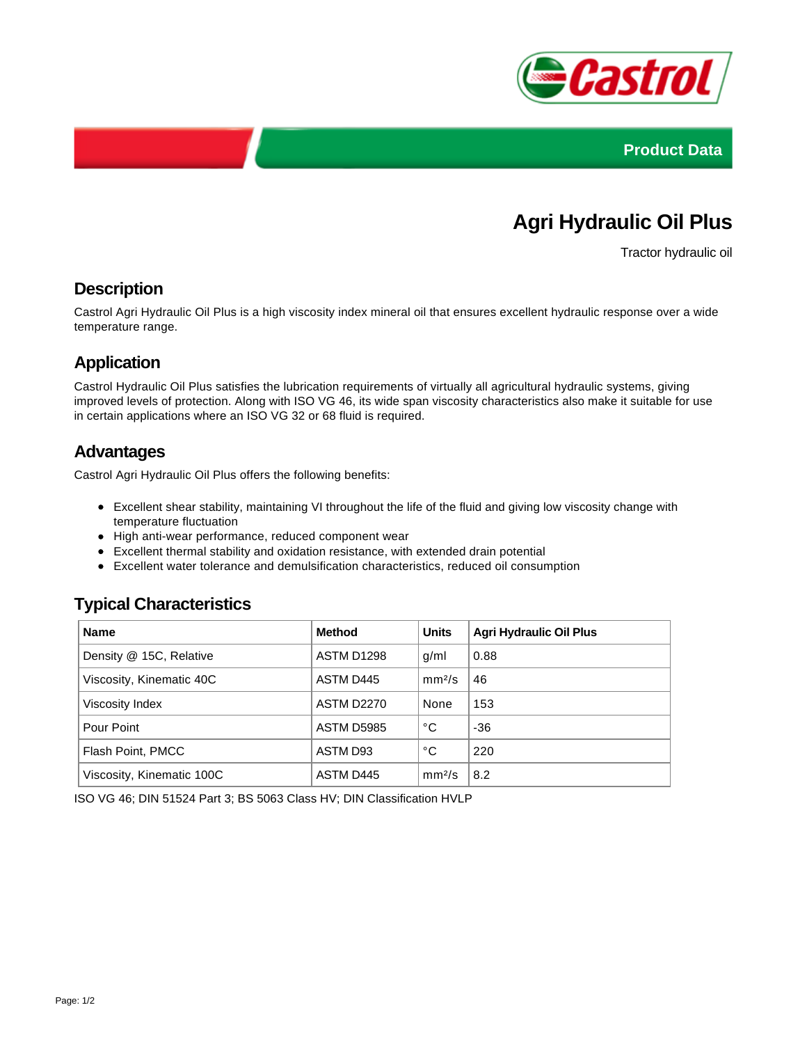Product Data

# Agri Hydraulic Oil Plus

Tractor hydraulic oil

## Description

Castrol Agri Hydraulic Oil Plus is a high viscosity index mineral oil that ensures excellent hydraulic response over a wide temperature range.

## Application

Castrol Hydraulic Oil Plus satisfies the lubrication requirements of virtually all agricultural hydraulic systems, giving improved levels of protection. Along with ISO VG 46, its wide span viscosity characteristics also make it suitable for use in certain applications where an ISO VG 32 or 68 fluid is required.

## Advantages

Castrol Agri Hydraulic Oil Plus offers the following benefits:

- Excellent shear stability, maintaining VI throughout the life of the fluid and giving low viscosity change with temperature fluctuation
- High anti-wear performance, reduced component wear
- Excellent thermal stability and oxidation resistance, with extended drain potential
- Excellent water tolerance and demulsification characteristics, reduced oil consumption

## Typical Characteristics

| Name | Method | Units | Agri Hydraulic Oil Plus |
|---|---|---|---|
| Density @ 15C, Relative | ASTM D1298 | g/ml | 0.88 |
| Viscosity, Kinematic 40C | ASTM D445 | $mm^2/s$ | 46 |
| Viscosity Index | ASTM D2270 | None | 153 |
| Pour Point | ASTM D5985 | °C | -36 |
| Flash Point, PMCC | ASTM D93 | °C | 220 |
| Viscosity, Kinematic 100C | ASTM D445 | $mm^2/s$ | 8.2 |

ISO VG 46; DIN 51524 Part 3; BS 5063 Class HV; DIN Classification HVLP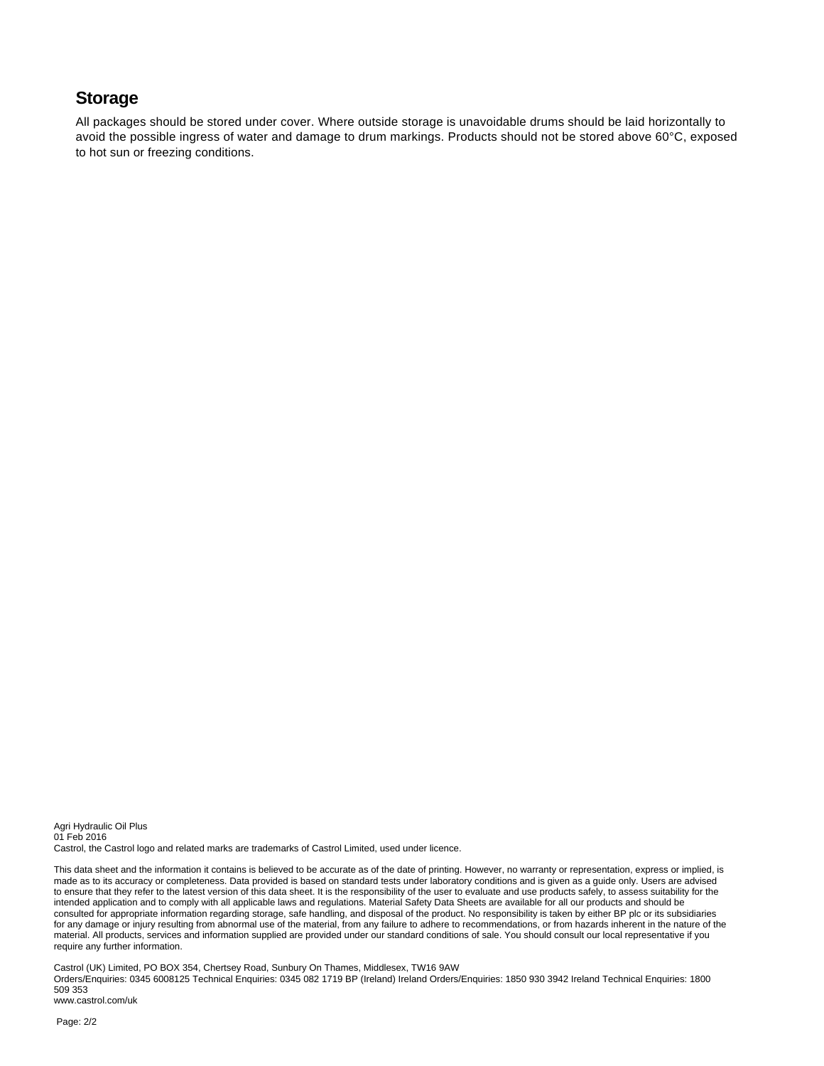## Storage

All packages should be stored under cover. Where outside storage is unavoidable drums should be laid horizontally to avoid the possible ingress of water and damage to drum markings. Products should not be stored above 60°C, exposed to hot sun or freezing conditions.

Agri Hydraulic Oil Plus
01 Feb 2016
Castrol, the Castrol logo and related marks are trademarks of Castrol Limited, used under licence.

This data sheet and the information it contains is believed to be accurate as of the date of printing. However, no warranty or representation, express or implied, is made as to its accuracy or completeness. Data provided is based on standard tests under laboratory conditions and is given as a guide only. Users are advised to ensure that they refer to the latest version of this data sheet. It is the responsibility of the user to evaluate and use products safely, to assess suitability for the intended application and to comply with all applicable laws and regulations. Material Safety Data Sheets are available for all our products and should be consulted for appropriate information regarding storage, safe handling, and disposal of the product. No responsibility is taken by either BP plc or its subsidiaries for any damage or injury resulting from abnormal use of the material, from any failure to adhere to recommendations, or from hazards inherent in the nature of the material. All products, services and information supplied are provided under our standard conditions of sale. You should consult our local representative if you require any further information.

Castrol (UK) Limited, PO BOX 354, Chertsey Road, Sunbury On Thames, Middlesex, TW16 9AW
Orders/Enquiries: 0345 6008125 Technical Enquiries: 0345 082 1719 BP (Ireland) Ireland Orders/Enquiries: 1850 930 3942 Ireland Technical Enquiries: 1800 509 353
www.castrol.com/uk